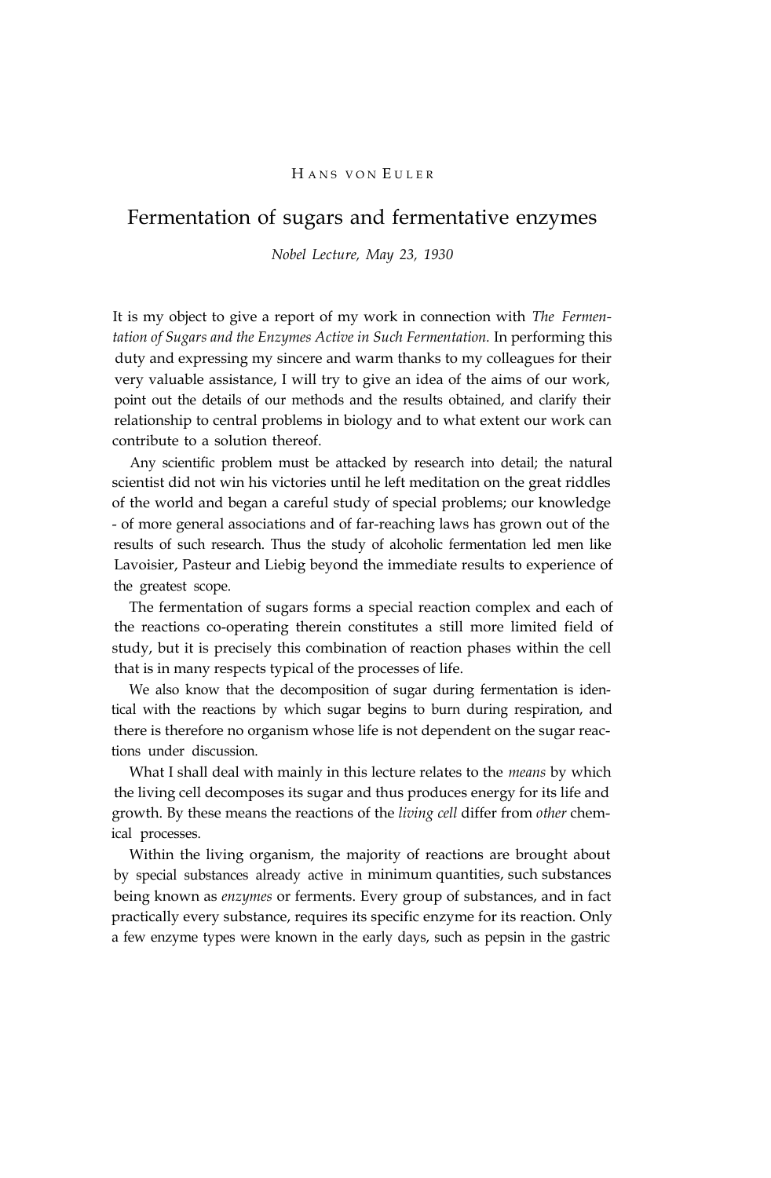HANS VON EULER

# Fermentation of sugars and fermentative enzymes

*Nobel Lecture, May 23, 1930*

It is my object to give a report of my work in connection with *The Fermentation of Sugars and the Enzymes Active in Such Fermentation.* In performing this duty and expressing my sincere and warm thanks to my colleagues for their very valuable assistance, I will try to give an idea of the aims of our work, point out the details of our methods and the results obtained, and clarify their relationship to central problems in biology and to what extent our work can contribute to a solution thereof.

Any scientific problem must be attacked by research into detail; the natural scientist did not win his victories until he left meditation on the great riddles of the world and began a careful study of special problems; our knowledge - of more general associations and of far-reaching laws has grown out of the results of such research. Thus the study of alcoholic fermentation led men like Lavoisier, Pasteur and Liebig beyond the immediate results to experience of the greatest scope.

The fermentation of sugars forms a special reaction complex and each of the reactions co-operating therein constitutes a still more limited field of study, but it is precisely this combination of reaction phases within the cell that is in many respects typical of the processes of life.

We also know that the decomposition of sugar during fermentation is identical with the reactions by which sugar begins to burn during respiration, and there is therefore no organism whose life is not dependent on the sugar reactions under discussion.

What I shall deal with mainly in this lecture relates to the *means* by which the living cell decomposes its sugar and thus produces energy for its life and growth. By these means the reactions of the *living cell* differ from *other* chemical processes.

Within the living organism, the majority of reactions are brought about by special substances already active in minimum quantities, such substances being known as *enzymes* or ferments. Every group of substances, and in fact practically every substance, requires its specific enzyme for its reaction. Only a few enzyme types were known in the early days, such as pepsin in the gastric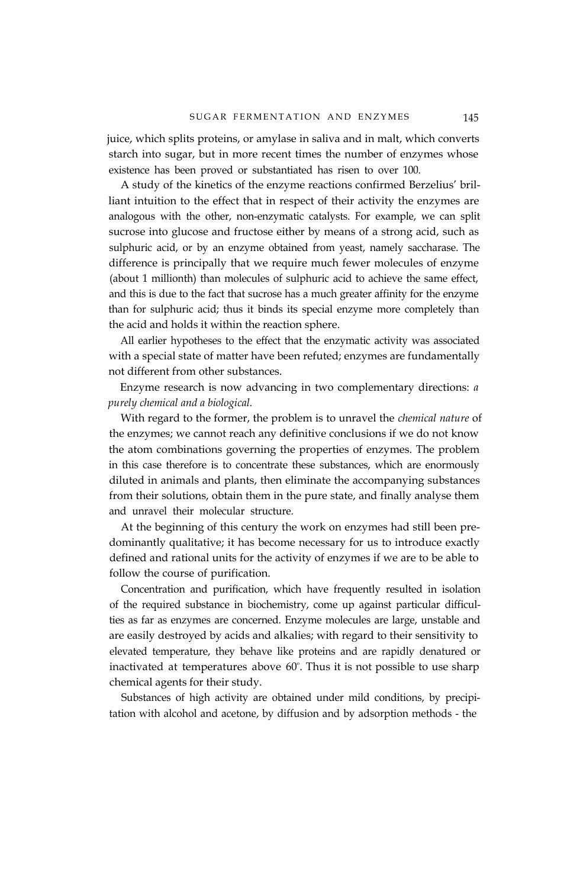juice, which splits proteins, or amylase in saliva and in malt, which converts starch into sugar, but in more recent times the number of enzymes whose existence has been proved or substantiated has risen to over 100.

A study of the kinetics of the enzyme reactions confirmed Berzelius' brilliant intuition to the effect that in respect of their activity the enzymes are analogous with the other, non-enzymatic catalysts. For example, we can split sucrose into glucose and fructose either by means of a strong acid, such as sulphuric acid, or by an enzyme obtained from yeast, namely saccharase. The difference is principally that we require much fewer molecules of enzyme (about 1 millionth) than molecules of sulphuric acid to achieve the same effect, and this is due to the fact that sucrose has a much greater affinity for the enzyme than for sulphuric acid; thus it binds its special enzyme more completely than the acid and holds it within the reaction sphere.

All earlier hypotheses to the effect that the enzymatic activity was associated with a special state of matter have been refuted; enzymes are fundamentally not different from other substances.

Enzyme research is now advancing in two complementary directions: *a purely chemical and a biological.*

With regard to the former, the problem is to unravel the *chemical nature* of the enzymes; we cannot reach any definitive conclusions if we do not know the atom combinations governing the properties of enzymes. The problem in this case therefore is to concentrate these substances, which are enormously diluted in animals and plants, then eliminate the accompanying substances from their solutions, obtain them in the pure state, and finally analyse them and unravel their molecular structure.

At the beginning of this century the work on enzymes had still been predominantly qualitative; it has become necessary for us to introduce exactly defined and rational units for the activity of enzymes if we are to be able to follow the course of purification.

Concentration and purification, which have frequently resulted in isolation of the required substance in biochemistry, come up against particular difficulties as far as enzymes are concerned. Enzyme molecules are large, unstable and are easily destroyed by acids and alkalies; with regard to their sensitivity to elevated temperature, they behave like proteins and are rapidly denatured or inactivated at temperatures above 60°. Thus it is not possible to use sharp chemical agents for their study.

Substances of high activity are obtained under mild conditions, by precipitation with alcohol and acetone, by diffusion and by adsorption methods - the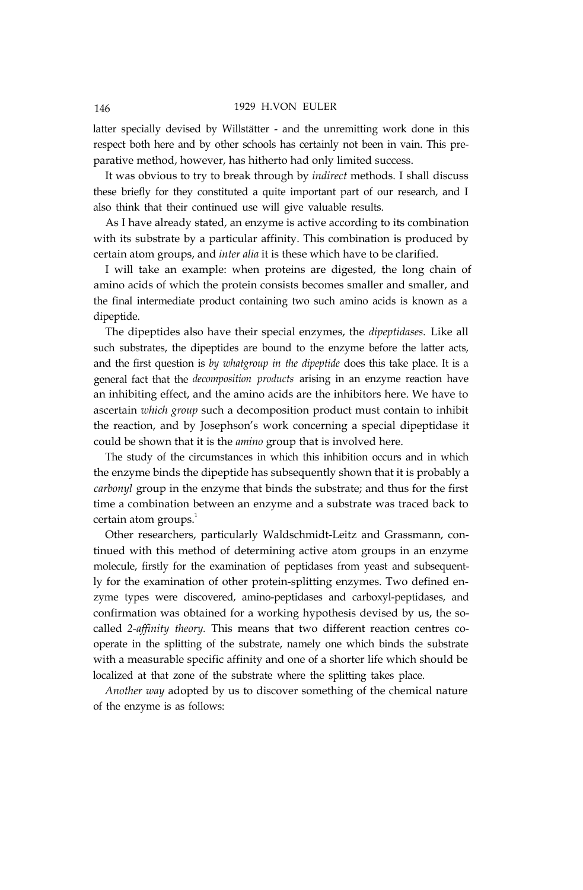latter specially devised by Willstätter - and the unremitting work done in this respect both here and by other schools has certainly not been in vain. This preparative method, however, has hitherto had only limited success.

It was obvious to try to break through by *indirect* methods. I shall discuss these briefly for they constituted a quite important part of our research, and I also think that their continued use will give valuable results.

As I have already stated, an enzyme is active according to its combination with its substrate by a particular affinity. This combination is produced by certain atom groups, and *inter alia* it is these which have to be clarified.

I will take an example: when proteins are digested, the long chain of amino acids of which the protein consists becomes smaller and smaller, and the final intermediate product containing two such amino acids is known as a dipeptide.

The dipeptides also have their special enzymes, the *dipeptidases*. Like all such substrates, the dipeptides are bound to the enzyme before the latter acts, and the first question is *by whatgroup in the dipeptide* does this take place. It is a general fact that the *decomposition products* arising in an enzyme reaction have an inhibiting effect, and the amino acids are the inhibitors here. We have to ascertain *which group* such a decomposition product must contain to inhibit the reaction, and by Josephson's work concerning a special dipeptidase it could be shown that it is the *amino* group that is involved here.

The study of the circumstances in which this inhibition occurs and in which the enzyme binds the dipeptide has subsequently shown that it is probably a *carbonyl* group in the enzyme that binds the substrate; and thus for the first time a combination between an enzyme and a substrate was traced back to certain atom groups.[1]

Other researchers, particularly Waldschmidt-Leitz and Grassmann, continued with this method of determining active atom groups in an enzyme molecule, firstly for the examination of peptidases from yeast and subsequently for the examination of other protein-splitting enzymes. Two defined enzyme types were discovered, amino-peptidases and carboxyl-peptidases, and confirmation was obtained for a working hypothesis devised by us, the so-called *2-affinity theory*. This means that two different reaction centres cooperate in the splitting of the substrate, namely one which binds the substrate with a measurable specific affinity and one of a shorter life which should be localized at that zone of the substrate where the splitting takes place.

*Another way* adopted by us to discover something of the chemical nature of the enzyme is as follows: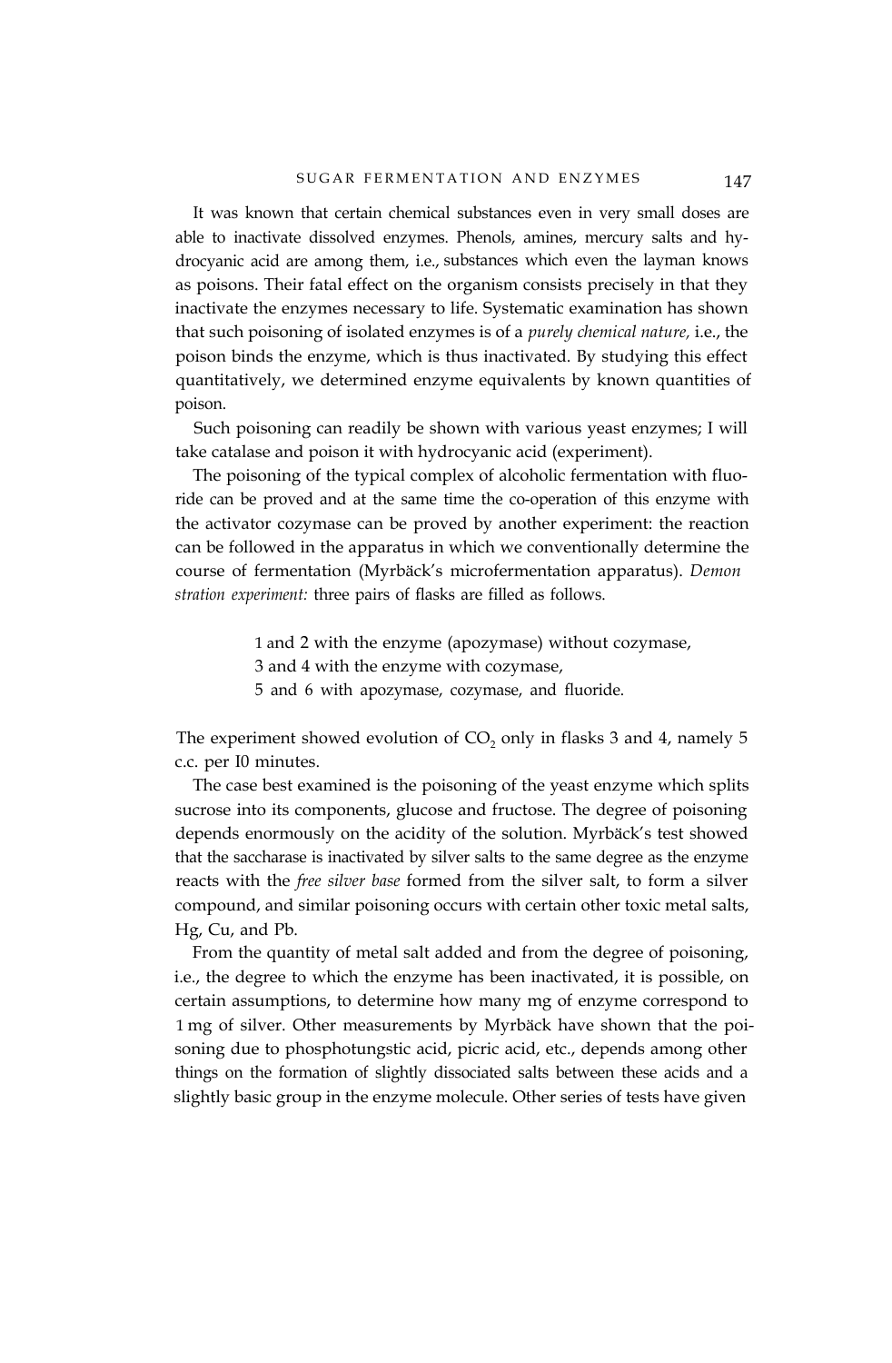It was known that certain chemical substances even in very small doses are able to inactivate dissolved enzymes. Phenols, amines, mercury salts and hydrocyanic acid are among them, i.e., substances which even the layman knows as poisons. Their fatal effect on the organism consists precisely in that they inactivate the enzymes necessary to life. Systematic examination has shown that such poisoning of isolated enzymes is of a *purely chemical nature,* i.e., the poison binds the enzyme, which is thus inactivated. By studying this effect quantitatively, we determined enzyme equivalents by known quantities of poison.

Such poisoning can readily be shown with various yeast enzymes; I will take catalase and poison it with hydrocyanic acid (experiment).

The poisoning of the typical complex of alcoholic fermentation with fluoride can be proved and at the same time the co-operation of this enzyme with the activator cozymase can be proved by another experiment: the reaction can be followed in the apparatus in which we conventionally determine the course of fermentation (Myrbäck's microfermentation apparatus). *Demonstration experiment:* three pairs of flasks are filled as follows.

> 1 and 2 with the enzyme (apozymase) without cozymase,
> 3 and 4 with the enzyme with cozymase,
> 5 and 6 with apozymase, cozymase, and fluoride.

The experiment showed evolution of $CO_2$ only in flasks 3 and 4, namely 5 c.c. per 10 minutes.

The case best examined is the poisoning of the yeast enzyme which splits sucrose into its components, glucose and fructose. The degree of poisoning depends enormously on the acidity of the solution. Myrbäck's test showed that the saccharase is inactivated by silver salts to the same degree as the enzyme reacts with the *free silver base* formed from the silver salt, to form a silver compound, and similar poisoning occurs with certain other toxic metal salts, Hg, Cu, and Pb.

From the quantity of metal salt added and from the degree of poisoning, i.e., the degree to which the enzyme has been inactivated, it is possible, on certain assumptions, to determine how many mg of enzyme correspond to 1 mg of silver. Other measurements by Myrbäck have shown that the poisoning due to phosphotungstic acid, picric acid, etc., depends among other things on the formation of slightly dissociated salts between these acids and a slightly basic group in the enzyme molecule. Other series of tests have given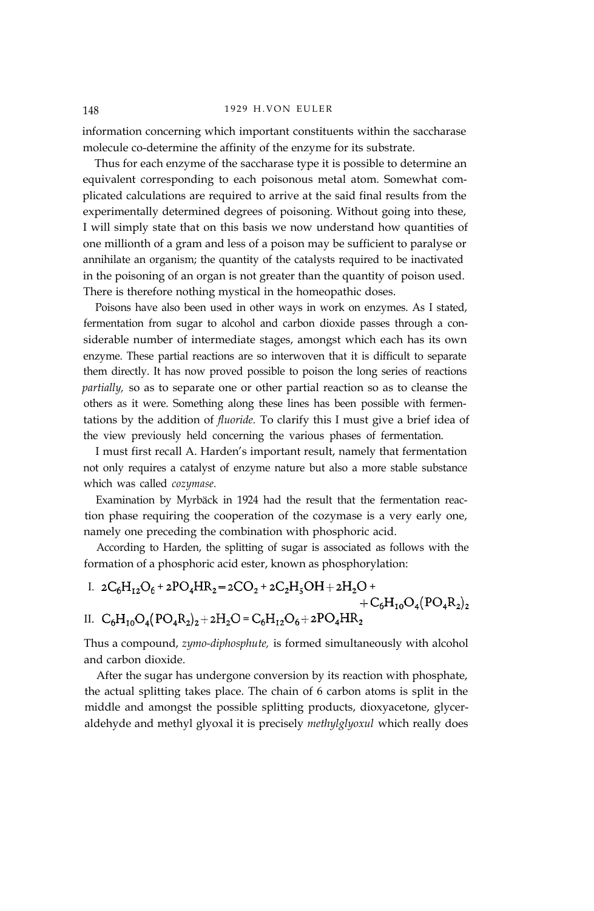information concerning which important constituents within the saccharase molecule co-determine the affinity of the enzyme for its substrate.

Thus for each enzyme of the saccharase type it is possible to determine an equivalent corresponding to each poisonous metal atom. Somewhat complicated calculations are required to arrive at the said final results from the experimentally determined degrees of poisoning. Without going into these, I will simply state that on this basis we now understand how quantities of one millionth of a gram and less of a poison may be sufficient to paralyse or annihilate an organism; the quantity of the catalysts required to be inactivated in the poisoning of an organ is not greater than the quantity of poison used. There is therefore nothing mystical in the homeopathic doses.

Poisons have also been used in other ways in work on enzymes. As I stated, fermentation from sugar to alcohol and carbon dioxide passes through a considerable number of intermediate stages, amongst which each has its own enzyme. These partial reactions are so interwoven that it is difficult to separate them directly. It has now proved possible to poison the long series of reactions *partially,* so as to separate one or other partial reaction so as to cleanse the others as it were. Something along these lines has been possible with fermentations by the addition of *fluoride.* To clarify this I must give a brief idea of the view previously held concerning the various phases of fermentation.

I must first recall A. Harden's important result, namely that fermentation not only requires a catalyst of enzyme nature but also a more stable substance which was called *cozymase.*

Examination by Myrbäck in 1924 had the result that the fermentation reaction phase requiring the cooperation of the cozymase is a very early one, namely one preceding the combination with phosphoric acid.

According to Harden, the splitting of sugar is associated as follows with the formation of a phosphoric acid ester, known as phosphorylation:

$$\text{I.}\quad 2C_6H_{12}O_6 + 2PO_4HR_2 = 2CO_2 + 2C_2H_5OH + 2H_2O + C_6H_{10}O_4(PO_4R_2)_2$$

$$\text{II.}\quad C_6H_{10}O_4(PO_4R_2)_2 + 2H_2O = C_6H_{12}O_6 + 2PO_4HR_2$$

Thus a compound, *zymo-diphosphute,* is formed simultaneously with alcohol and carbon dioxide.

After the sugar has undergone conversion by its reaction with phosphate, the actual splitting takes place. The chain of 6 carbon atoms is split in the middle and amongst the possible splitting products, dioxyacetone, glyceraldehyde and methyl glyoxal it is precisely *methylglyoxul* which really does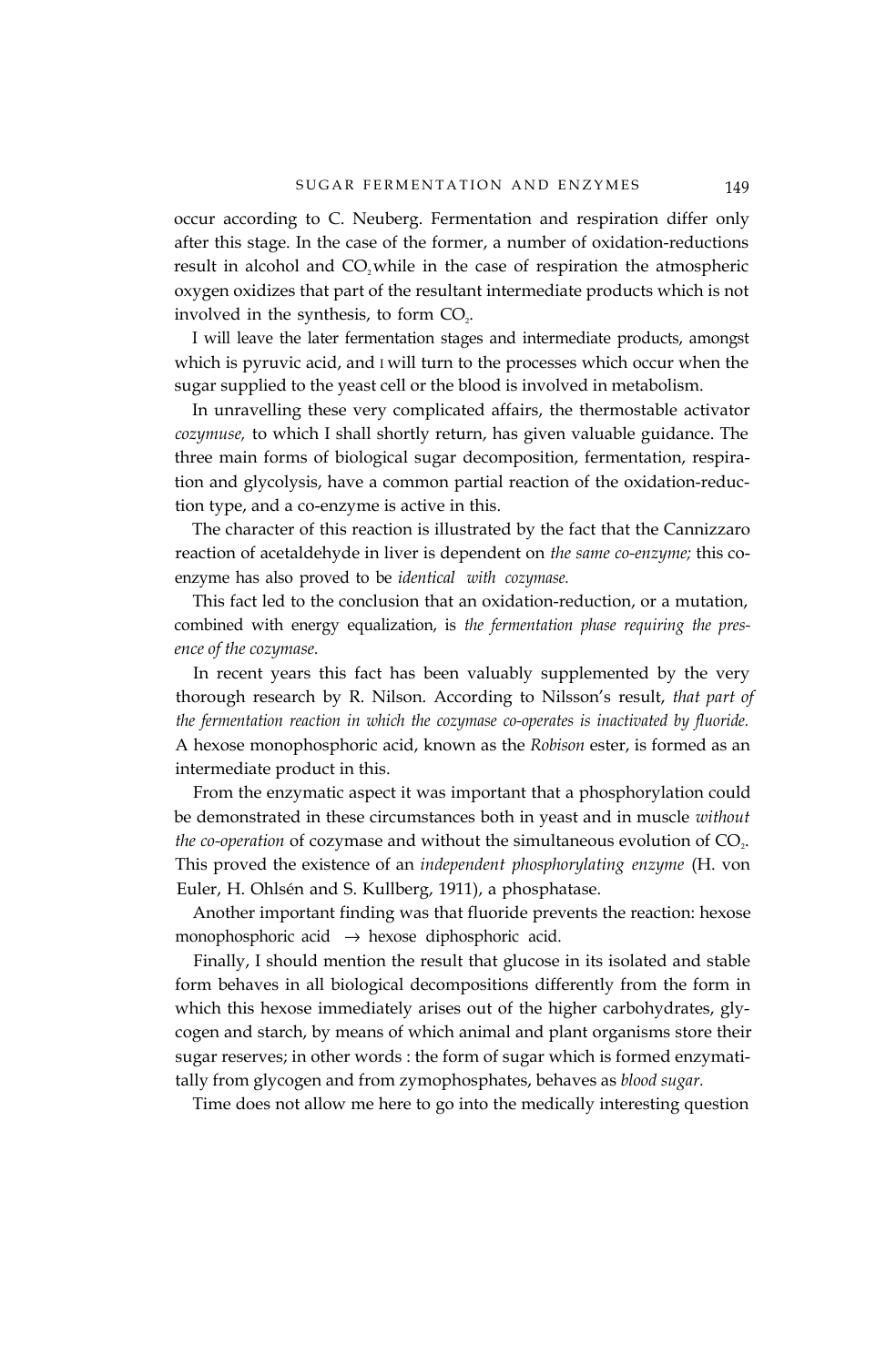occur according to C. Neuberg. Fermentation and respiration differ only after this stage. In the case of the former, a number of oxidation-reductions result in alcohol and $CO_2$ while in the case of respiration the atmospheric oxygen oxidizes that part of the resultant intermediate products which is not involved in the synthesis, to form $CO_2$.

I will leave the later fermentation stages and intermediate products, amongst which is pyruvic acid, and I will turn to the processes which occur when the sugar supplied to the yeast cell or the blood is involved in metabolism.

In unravelling these very complicated affairs, the thermostable activator *cozymuse,* to which I shall shortly return, has given valuable guidance. The three main forms of biological sugar decomposition, fermentation, respiration and glycolysis, have a common partial reaction of the oxidation-reduction type, and a co-enzyme is active in this.

The character of this reaction is illustrated by the fact that the Cannizzaro reaction of acetaldehyde in liver is dependent on *the same co-enzyme;* this co-enzyme has also proved to be *identical with cozymase.*

This fact led to the conclusion that an oxidation-reduction, or a mutation, combined with energy equalization, is *the fermentation phase requiring the presence of the cozymase.*

In recent years this fact has been valuably supplemented by the very thorough research by R. Nilson. According to Nilsson's result, *that part of the fermentation reaction in which the cozymase co-operates is inactivated by fluoride.* A hexose monophosphoric acid, known as the *Robison* ester, is formed as an intermediate product in this.

From the enzymatic aspect it was important that a phosphorylation could be demonstrated in these circumstances both in yeast and in muscle *without the co-operation* of cozymase and without the simultaneous evolution of $CO_2$. This proved the existence of an *independent phosphorylating enzyme* (H. von Euler, H. Ohlsén and S. Kullberg, 1911), a phosphatase.

Another important finding was that fluoride prevents the reaction: hexose monophosphoric acid $\rightarrow$ hexose diphosphoric acid.

Finally, I should mention the result that glucose in its isolated and stable form behaves in all biological decompositions differently from the form in which this hexose immediately arises out of the higher carbohydrates, glycogen and starch, by means of which animal and plant organisms store their sugar reserves; in other words : the form of sugar which is formed enzymatically from glycogen and from zymophosphates, behaves as *blood sugar.*

Time does not allow me here to go into the medically interesting question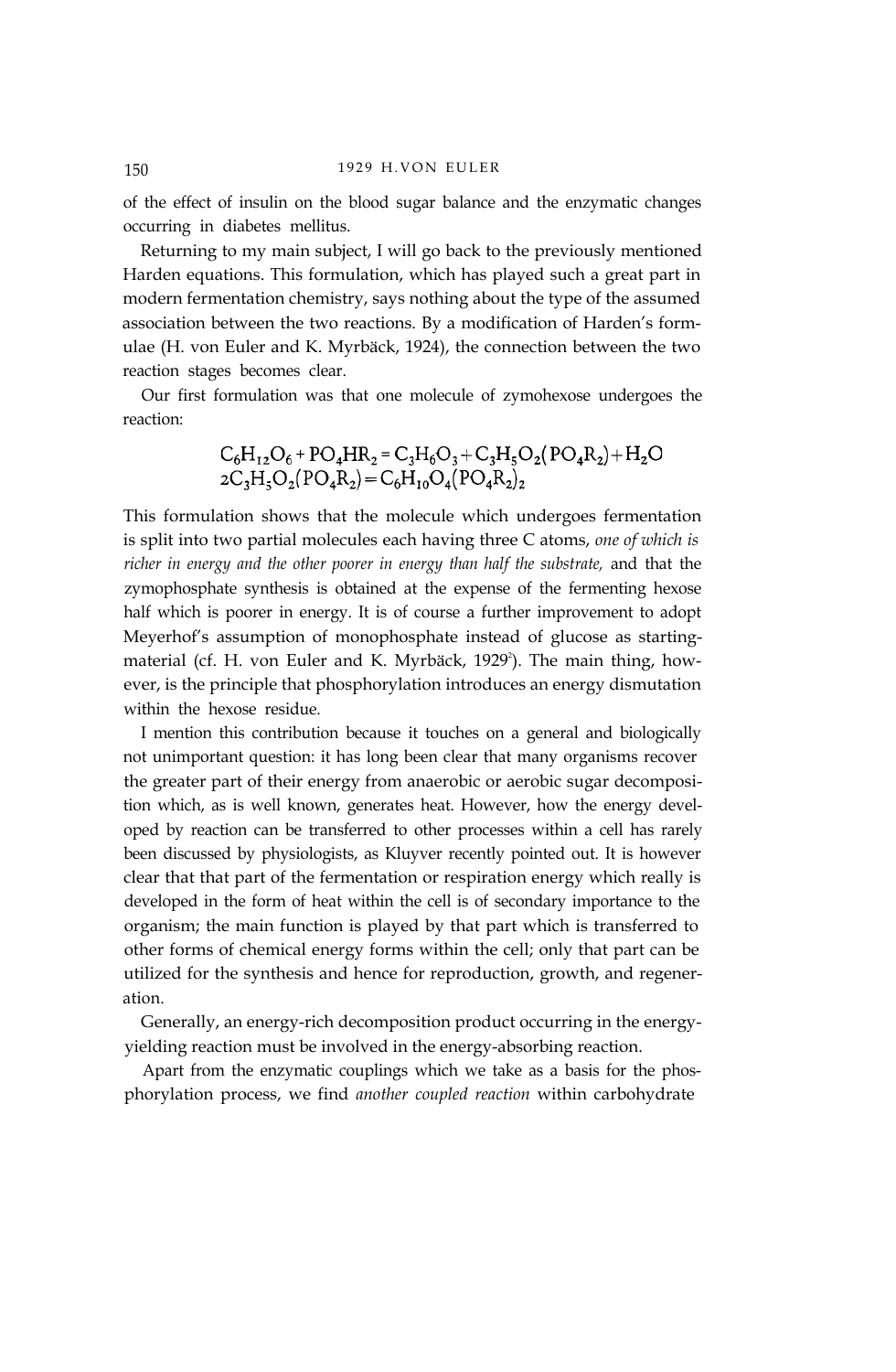of the effect of insulin on the blood sugar balance and the enzymatic changes occurring in diabetes mellitus.

Returning to my main subject, I will go back to the previously mentioned Harden equations. This formulation, which has played such a great part in modern fermentation chemistry, says nothing about the type of the assumed association between the two reactions. By a modification of Harden's formulae (H. von Euler and K. Myrbäck, 1924), the connection between the two reaction stages becomes clear.

Our first formulation was that one molecule of zymohexose undergoes the reaction:

$$C_6H_{12}O_6 + PO_4HR_2 = C_3H_6O_3 + C_3H_5O_2(PO_4R_2) + H_2O$$
$$2C_3H_5O_2(PO_4R_2) = C_6H_{10}O_4(PO_4R_2)_2$$

This formulation shows that the molecule which undergoes fermentation is split into two partial molecules each having three C atoms, *one of which is richer in energy and the other poorer in energy than half the substrate,* and that the zymophosphate synthesis is obtained at the expense of the fermenting hexose half which is poorer in energy. It is of course a further improvement to adopt Meyerhof's assumption of monophosphate instead of glucose as starting-material (cf. H. von Euler and K. Myrbäck, 1929[2]). The main thing, however, is the principle that phosphorylation introduces an energy dismutation within the hexose residue.

I mention this contribution because it touches on a general and biologically not unimportant question: it has long been clear that many organisms recover the greater part of their energy from anaerobic or aerobic sugar decomposition which, as is well known, generates heat. However, how the energy developed by reaction can be transferred to other processes within a cell has rarely been discussed by physiologists, as Kluyver recently pointed out. It is however clear that that part of the fermentation or respiration energy which really is developed in the form of heat within the cell is of secondary importance to the organism; the main function is played by that part which is transferred to other forms of chemical energy within the cell; only that part can be utilized for the synthesis and hence for reproduction, growth, and regeneration.

Generally, an energy-rich decomposition product occurring in the energy-yielding reaction must be involved in the energy-absorbing reaction.

Apart from the enzymatic couplings which we take as a basis for the phosphorylation process, we find *another coupled reaction* within carbohydrate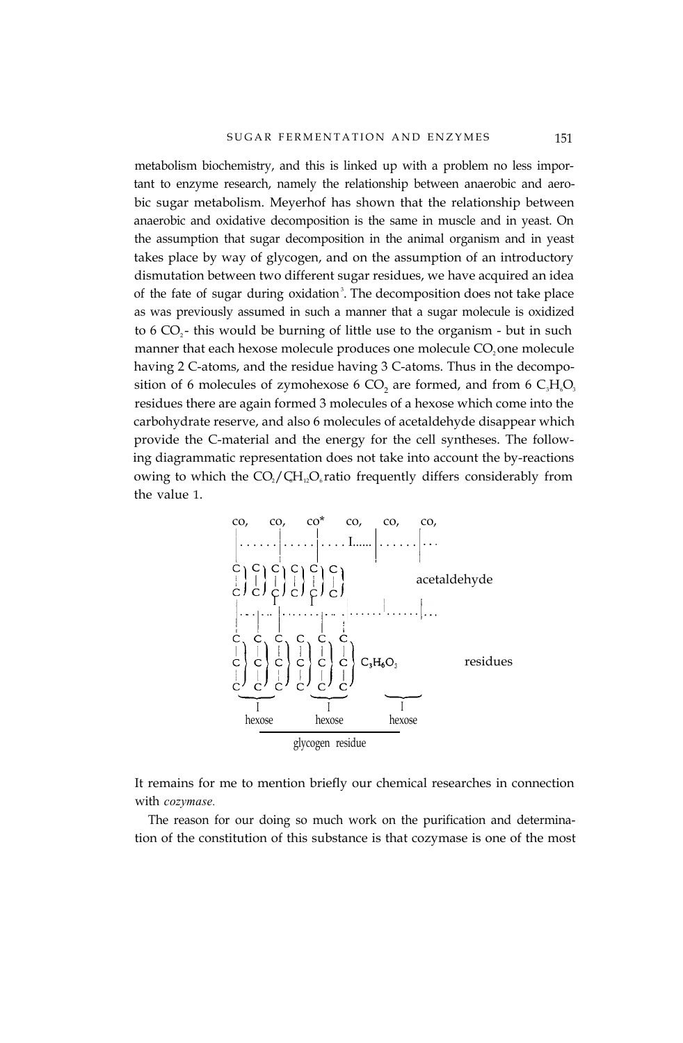metabolism biochemistry, and this is linked up with a problem no less important to enzyme research, namely the relationship between anaerobic and aerobic sugar metabolism. Meyerhof has shown that the relationship between anaerobic and oxidative decomposition is the same in muscle and in yeast. On the assumption that sugar decomposition in the animal organism and in yeast takes place by way of glycogen, and on the assumption of an introductory dismutation between two different sugar residues, we have acquired an idea of the fate of sugar during oxidation[3]. The decomposition does not take place as was previously assumed in such a manner that a sugar molecule is oxidized to 6 $CO_2$ - this would be burning of little use to the organism - but in such manner that each hexose molecule produces one molecule $CO_2$ one molecule having 2 C-atoms, and the residue having 3 C-atoms. Thus in the decomposition of 6 molecules of zymohexose 6 $CO_2$ are formed, and from 6 $C_3H_6O_3$ residues there are again formed 3 molecules of a hexose which come into the carbohydrate reserve, and also 6 molecules of acetaldehyde disappear which provide the C-material and the energy for the cell syntheses. The following diagrammatic representation does not take into account the by-reactions owing to which the $CO_2/C_6H_{12}O_6$ ratio frequently differs considerably from the value 1.

```
co,     co,     co*     co,     co,     co,
 |.......|.......|.......I.......|.......|...
C) C) C) C) C) C)
|  |  |  |  |  |                     acetaldehyde
C) C) C) C) C) C)
 |..|....|........|........|.......|...
C  C  C  C  C  C
|  |  |  |  |  |   C3H6O3             residues
C  C  C  C  C  C
|  |  |  |  |  |
C  C  C  C  C  C
\___/ \___/ \___/
hexose hexose hexose
\_________/
glycogen residue
```

It remains for me to mention briefly our chemical researches in connection with *cozymase.*

The reason for our doing so much work on the purification and determination of the constitution of this substance is that cozymase is one of the most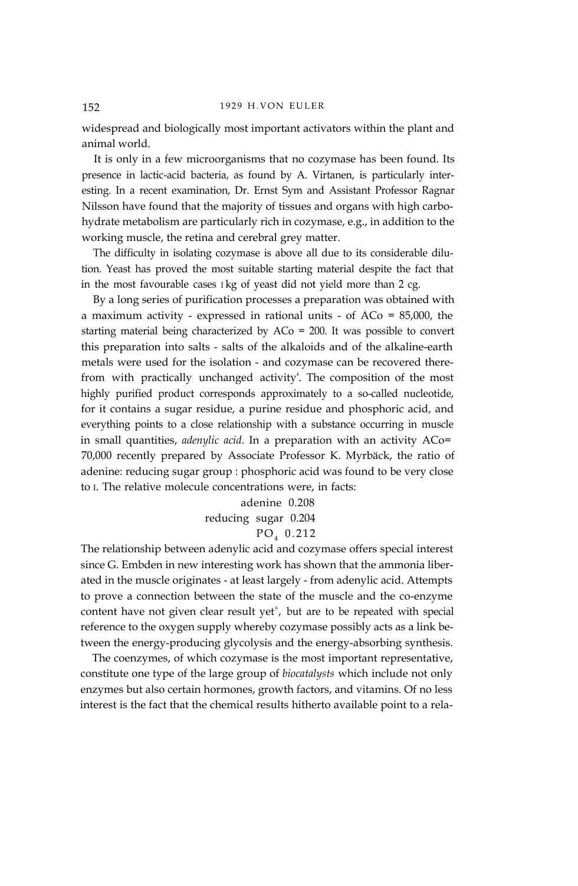widespread and biologically most important activators within the plant and animal world.

It is only in a few microorganisms that no cozymase has been found. Its presence in lactic-acid bacteria, as found by A. Virtanen, is particularly interesting. In a recent examination, Dr. Ernst Sym and Assistant Professor Ragnar Nilsson have found that the majority of tissues and organs with high carbohydrate metabolism are particularly rich in cozymase, e.g., in addition to the working muscle, the retina and cerebral grey matter.

The difficulty in isolating cozymase is above all due to its considerable dilution. Yeast has proved the most suitable starting material despite the fact that in the most favourable cases 1 kg of yeast did not yield more than 2 cg.

By a long series of purification processes a preparation was obtained with a maximum activity - expressed in rational units - of ACo = 85,000, the starting material being characterized by ACo = 200. It was possible to convert this preparation into salts - salts of the alkaloids and of the alkaline-earth metals were used for the isolation - and cozymase can be recovered therefrom with practically unchanged activity[4]. The composition of the most highly purified product corresponds approximately to a so-called nucleotide, for it contains a sugar residue, a purine residue and phosphoric acid, and everything points to a close relationship with a substance occurring in muscle in small quantities, *adenylic acid.* In a preparation with an activity ACo= 70,000 recently prepared by Associate Professor K. Myrbäck, the ratio of adenine: reducing sugar group : phosphoric acid was found to be very close to 1. The relative molecule concentrations were, in facts:

| | |
|---|---|
| adenine | 0.208 |
| reducing sugar | 0.204 |
| $PO_4$ | 0.212 |

The relationship between adenylic acid and cozymase offers special interest since G. Embden in new interesting work has shown that the ammonia liberated in the muscle originates - at least largely - from adenylic acid. Attempts to prove a connection between the state of the muscle and the co-enzyme content have not given clear result yet[6], but are to be repeated with special reference to the oxygen supply whereby cozymase possibly acts as a link between the energy-producing glycolysis and the energy-absorbing synthesis.

The coenzymes, of which cozymase is the most important representative, constitute one type of the large group of *biocatalysts* which include not only enzymes but also certain hormones, growth factors, and vitamins. Of no less interest is the fact that the chemical results hitherto available point to a rela-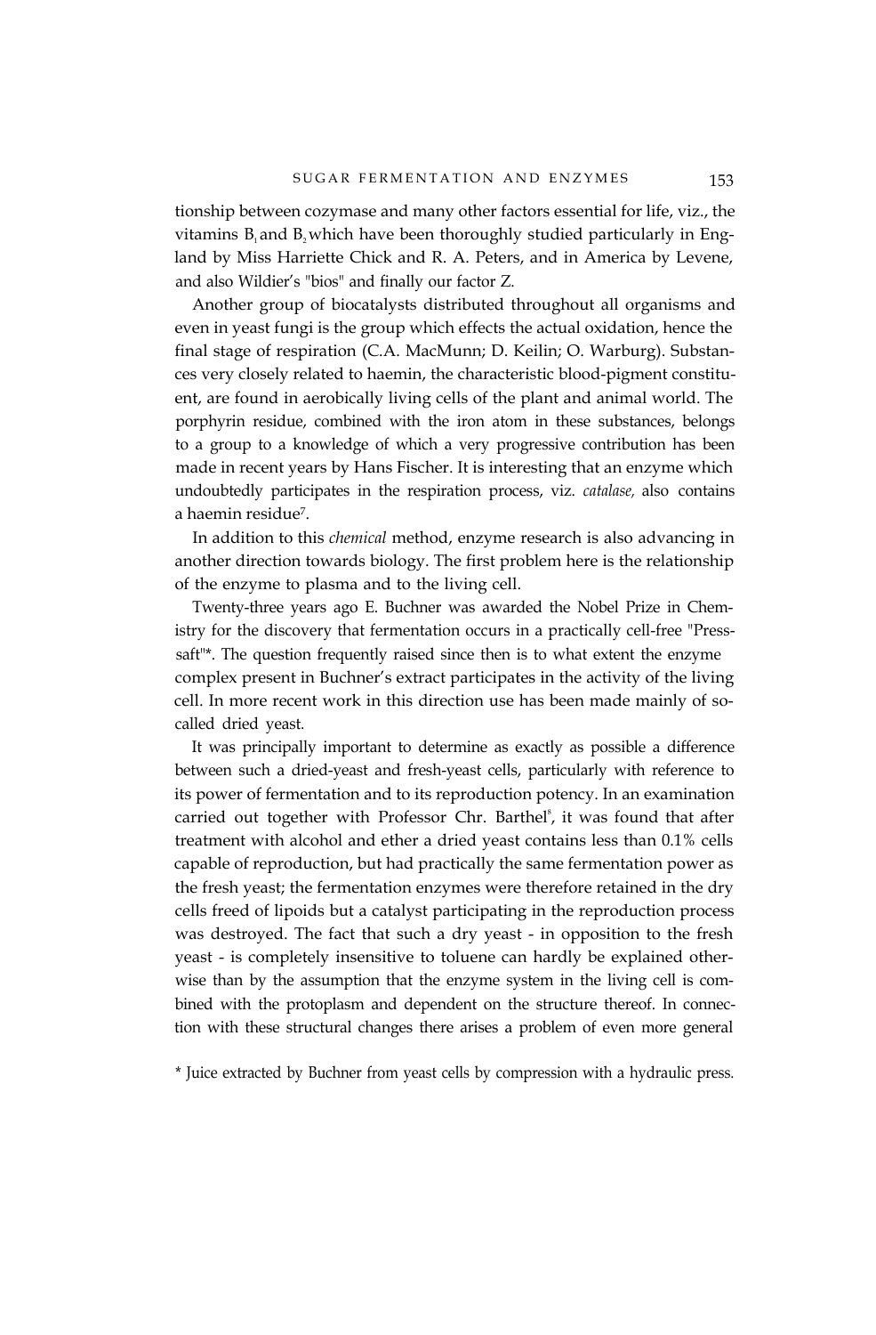tionship between cozymase and many other factors essential for life, viz., the vitamins $B_1$ and $B_2$ which have been thoroughly studied particularly in England by Miss Harriette Chick and R. A. Peters, and in America by Levene, and also Wildier's "bios" and finally our factor Z.

Another group of biocatalysts distributed throughout all organisms and even in yeast fungi is the group which effects the actual oxidation, hence the final stage of respiration (C.A. MacMunn; D. Keilin; O. Warburg). Substances very closely related to haemin, the characteristic blood-pigment constituent, are found in aerobically living cells of the plant and animal world. The porphyrin residue, combined with the iron atom in these substances, belongs to a group to a knowledge of which a very progressive contribution has been made in recent years by Hans Fischer. It is interesting that an enzyme which undoubtedly participates in the respiration process, viz. *catalase,* also contains a haemin residue[7].

In addition to this *chemical* method, enzyme research is also advancing in another direction towards biology. The first problem here is the relationship of the enzyme to plasma and to the living cell.

Twenty-three years ago E. Buchner was awarded the Nobel Prize in Chemistry for the discovery that fermentation occurs in a practically cell-free "Presssaft"*. The question frequently raised since then is to what extent the enzyme complex present in Buchner's extract participates in the activity of the living cell. In more recent work in this direction use has been made mainly of so-called dried yeast.

It was principally important to determine as exactly as possible a difference between such a dried-yeast and fresh-yeast cells, particularly with reference to its power of fermentation and to its reproduction potency. In an examination carried out together with Professor Chr. Barthel[8], it was found that after treatment with alcohol and ether a dried yeast contains less than 0.1% cells capable of reproduction, but had practically the same fermentation power as the fresh yeast; the fermentation enzymes were therefore retained in the dry cells freed of lipoids but a catalyst participating in the reproduction process was destroyed. The fact that such a dry yeast - in opposition to the fresh yeast - is completely insensitive to toluene can hardly be explained otherwise than by the assumption that the enzyme system in the living cell is combined with the protoplasm and dependent on the structure thereof. In connection with these structural changes there arises a problem of even more general

* Juice extracted by Buchner from yeast cells by compression with a hydraulic press.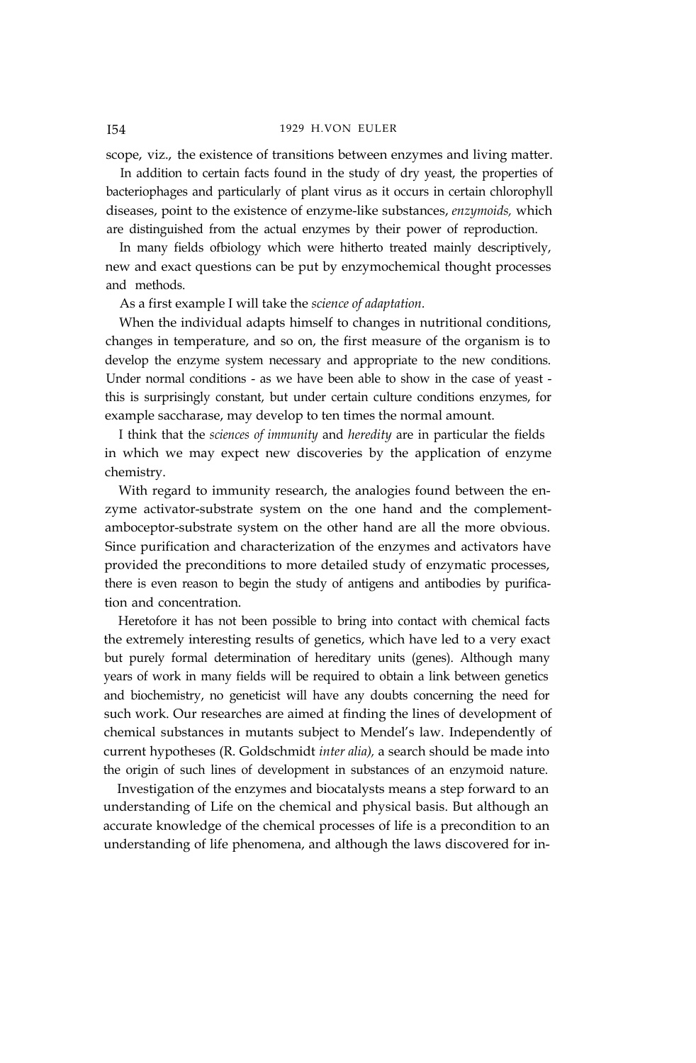scope, viz., the existence of transitions between enzymes and living matter.

In addition to certain facts found in the study of dry yeast, the properties of bacteriophages and particularly of plant virus as it occurs in certain chlorophyll diseases, point to the existence of enzyme-like substances, *enzymoids,* which are distinguished from the actual enzymes by their power of reproduction.

In many fields ofbiology which were hitherto treated mainly descriptively, new and exact questions can be put by enzymochemical thought processes and methods.

As a first example I will take the *science of adaptation.*

When the individual adapts himself to changes in nutritional conditions, changes in temperature, and so on, the first measure of the organism is to develop the enzyme system necessary and appropriate to the new conditions. Under normal conditions - as we have been able to show in the case of yeast - this is surprisingly constant, but under certain culture conditions enzymes, for example saccharase, may develop to ten times the normal amount.

I think that the *sciences of immunity* and *heredity* are in particular the fields in which we may expect new discoveries by the application of enzyme chemistry.

With regard to immunity research, the analogies found between the enzyme activator-substrate system on the one hand and the complement-amboceptor-substrate system on the other hand are all the more obvious. Since purification and characterization of the enzymes and activators have provided the preconditions to more detailed study of enzymatic processes, there is even reason to begin the study of antigens and antibodies by purification and concentration.

Heretofore it has not been possible to bring into contact with chemical facts the extremely interesting results of genetics, which have led to a very exact but purely formal determination of hereditary units (genes). Although many years of work in many fields will be required to obtain a link between genetics and biochemistry, no geneticist will have any doubts concerning the need for such work. Our researches are aimed at finding the lines of development of chemical substances in mutants subject to Mendel's law. Independently of current hypotheses (R. Goldschmidt *inter alia),* a search should be made into the origin of such lines of development in substances of an enzymoid nature.

Investigation of the enzymes and biocatalysts means a step forward to an understanding of Life on the chemical and physical basis. But although an accurate knowledge of the chemical processes of life is a precondition to an understanding of life phenomena, and although the laws discovered for in-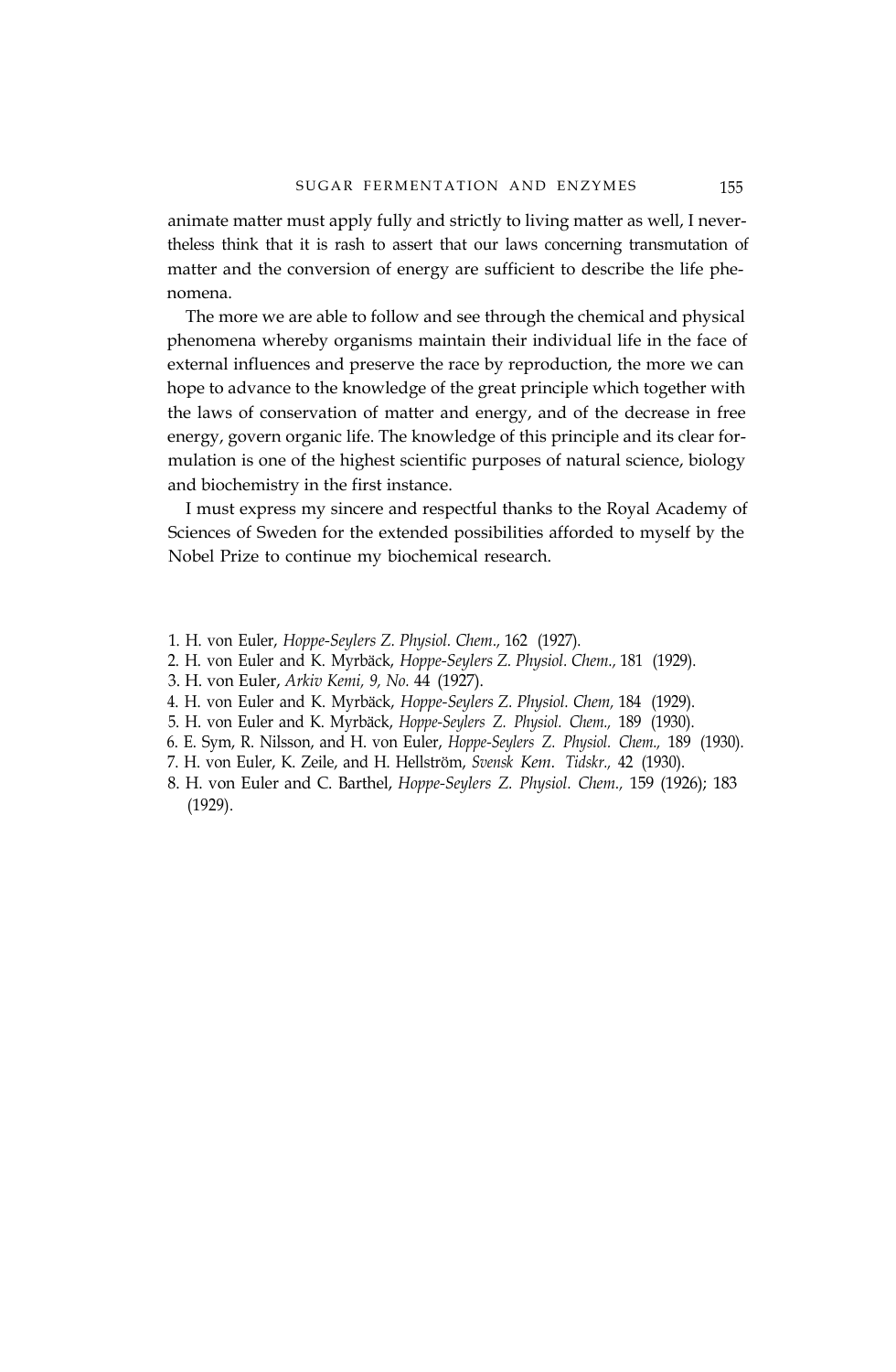animate matter must apply fully and strictly to living matter as well, I nevertheless think that it is rash to assert that our laws concerning transmutation of matter and the conversion of energy are sufficient to describe the life phenomena.

The more we are able to follow and see through the chemical and physical phenomena whereby organisms maintain their individual life in the face of external influences and preserve the race by reproduction, the more we can hope to advance to the knowledge of the great principle which together with the laws of conservation of matter and energy, and of the decrease in free energy, govern organic life. The knowledge of this principle and its clear formulation is one of the highest scientific purposes of natural science, biology and biochemistry in the first instance.

I must express my sincere and respectful thanks to the Royal Academy of Sciences of Sweden for the extended possibilities afforded to myself by the Nobel Prize to continue my biochemical research.

1. H. von Euler, *Hoppe-Seylers Z. Physiol. Chem.,* 162 (1927).
2. H. von Euler and K. Myrbäck, *Hoppe-Seylers Z. Physiol. Chem.,* 181 (1929).
3. H. von Euler, *Arkiv Kemi, 9, No.* 44 (1927).
4. H. von Euler and K. Myrbäck, *Hoppe-Seylers Z. Physiol. Chem,* 184 (1929).
5. H. von Euler and K. Myrbäck, *Hoppe-Seylers Z. Physiol. Chem.,* 189 (1930).
6. E. Sym, R. Nilsson, and H. von Euler, *Hoppe-Seylers Z. Physiol. Chem.,* 189 (1930).
7. H. von Euler, K. Zeile, and H. Hellström, *Svensk Kem. Tidskr.,* 42 (1930).
8. H. von Euler and C. Barthel, *Hoppe-Seylers Z. Physiol. Chem.,* 159 (1926); 183 (1929).